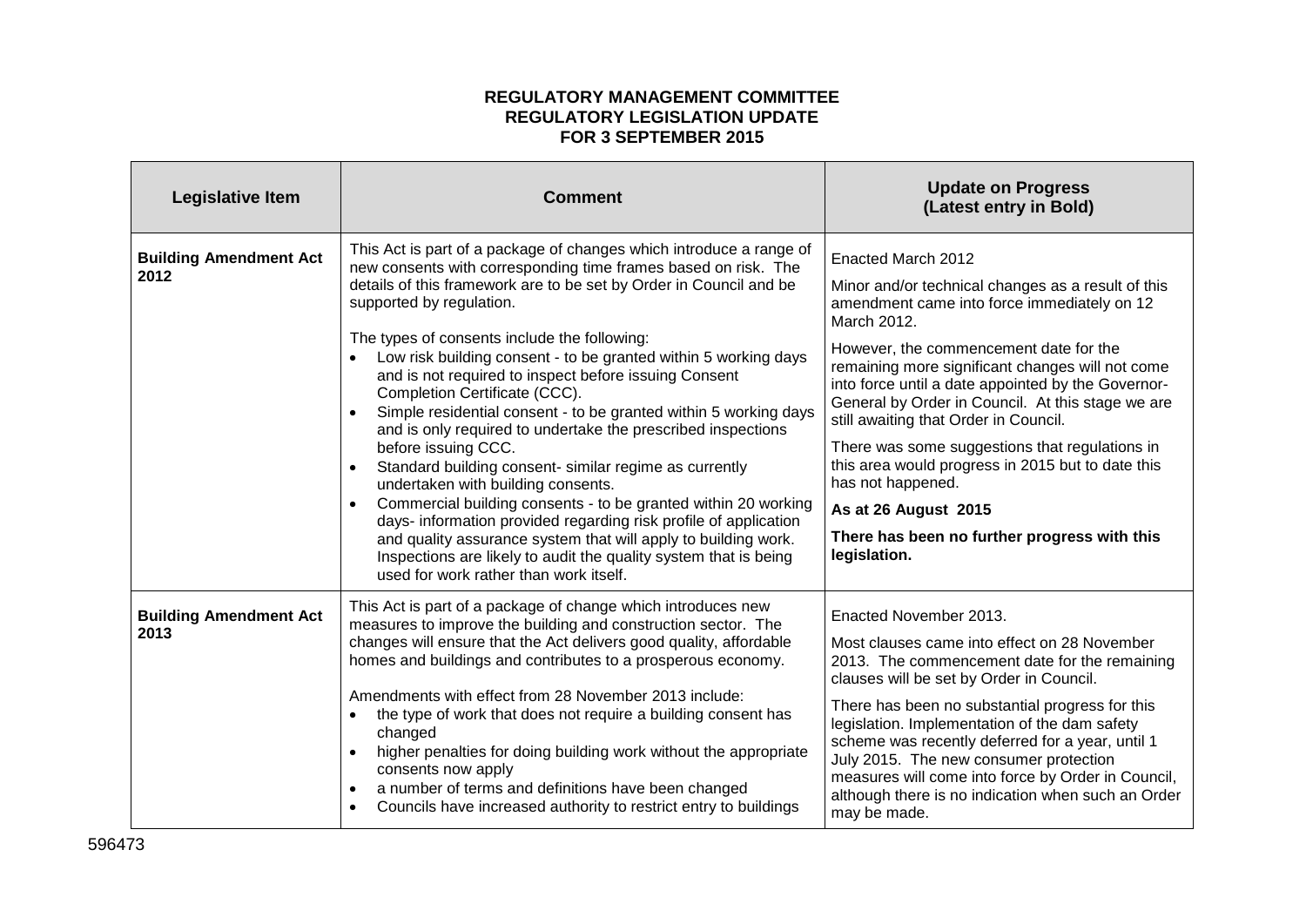**REGULATORY MANAGEMENT COMMITTEE**
**REGULATORY LEGISLATION UPDATE**
**FOR 3 SEPTEMBER 2015**

| Legislative Item | Comment | Update on Progress (Latest entry in Bold) |
|---|---|---|
| **Building Amendment Act 2012** | This Act is part of a package of changes which introduce a range of new consents with corresponding time frames based on risk. The details of this framework are to be set by Order in Council and be supported by regulation.<br><br>The types of consents include the following:<br>• Low risk building consent - to be granted within 5 working days and is not required to inspect before issuing Consent Completion Certificate (CCC).<br>• Simple residential consent - to be granted within 5 working days and is only required to undertake the prescribed inspections before issuing CCC.<br>• Standard building consent- similar regime as currently undertaken with building consents.<br>• Commercial building consents - to be granted within 20 working days- information provided regarding risk profile of application and quality assurance system that will apply to building work. Inspections are likely to audit the quality system that is being used for work rather than work itself. | Enacted March 2012<br><br>Minor and/or technical changes as a result of this amendment came into force immediately on 12 March 2012.<br><br>However, the commencement date for the remaining more significant changes will not come into force until a date appointed by the Governor-General by Order in Council. At this stage we are still awaiting that Order in Council.<br><br>There was some suggestions that regulations in this area would progress in 2015 but to date this has not happened.<br><br>**As at 26 August 2015**<br><br>**There has been no further progress with this legislation.** |
| **Building Amendment Act 2013** | This Act is part of a package of change which introduces new measures to improve the building and construction sector. The changes will ensure that the Act delivers good quality, affordable homes and buildings and contributes to a prosperous economy.<br><br>Amendments with effect from 28 November 2013 include:<br>• the type of work that does not require a building consent has changed<br>• higher penalties for doing building work without the appropriate consents now apply<br>• a number of terms and definitions have been changed<br>• Councils have increased authority to restrict entry to buildings | Enacted November 2013.<br><br>Most clauses came into effect on 28 November 2013. The commencement date for the remaining clauses will be set by Order in Council.<br><br>There has been no substantial progress for this legislation. Implementation of the dam safety scheme was recently deferred for a year, until 1 July 2015. The new consumer protection measures will come into force by Order in Council, although there is no indication when such an Order may be made. |

596473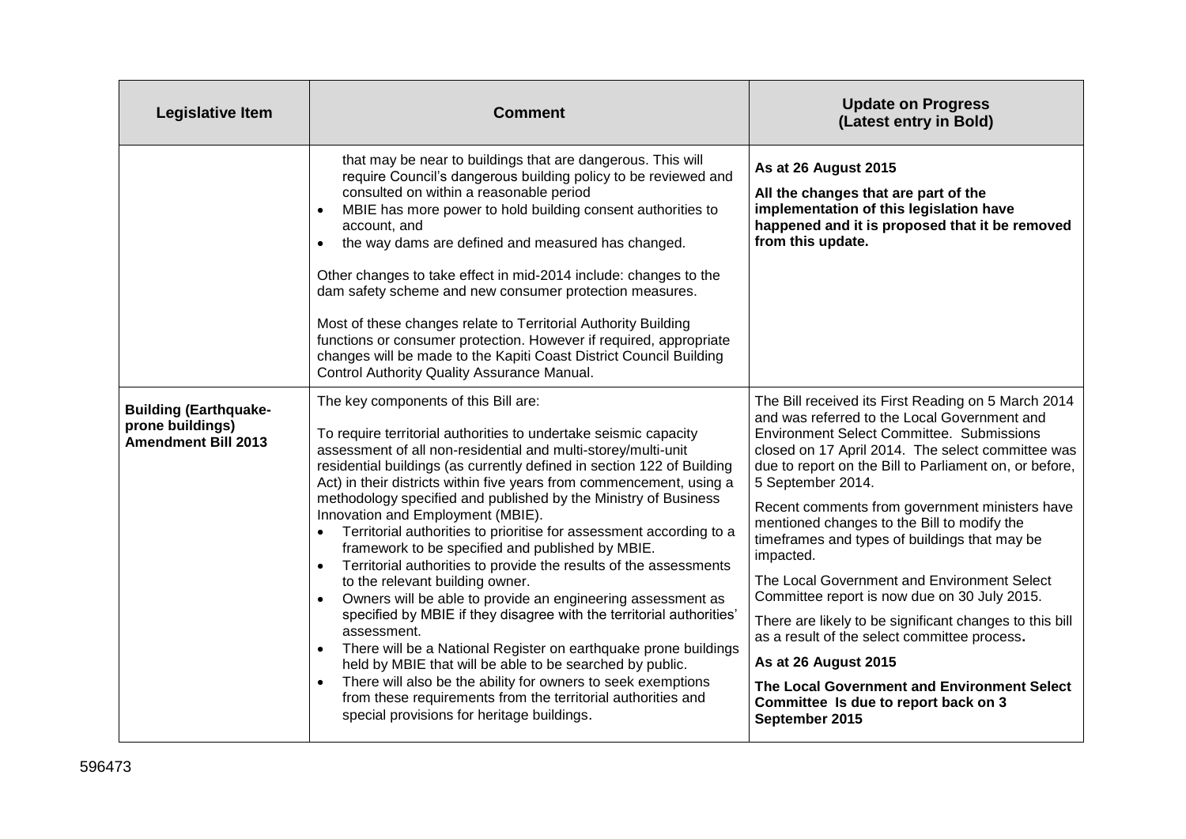| Legislative Item | Comment | Update on Progress (Latest entry in Bold) |
|---|---|---|
| | that may be near to buildings that are dangerous. This will require Council's dangerous building policy to be reviewed and consulted on within a reasonable period<br>• MBIE has more power to hold building consent authorities to account, and<br>• the way dams are defined and measured has changed.<br><br>Other changes to take effect in mid-2014 include: changes to the dam safety scheme and new consumer protection measures.<br><br>Most of these changes relate to Territorial Authority Building functions or consumer protection. However if required, appropriate changes will be made to the Kapiti Coast District Council Building Control Authority Quality Assurance Manual. | **As at 26 August 2015**<br><br>**All the changes that are part of the implementation of this legislation have happened and it is proposed that it be removed from this update.** |
| **Building (Earthquake-prone buildings) Amendment Bill 2013** | The key components of this Bill are:<br><br>To require territorial authorities to undertake seismic capacity assessment of all non-residential and multi-storey/multi-unit residential buildings (as currently defined in section 122 of Building Act) in their districts within five years from commencement, using a methodology specified and published by the Ministry of Business Innovation and Employment (MBIE).<br>• Territorial authorities to prioritise for assessment according to a framework to be specified and published by MBIE.<br>• Territorial authorities to provide the results of the assessments to the relevant building owner.<br>• Owners will be able to provide an engineering assessment as specified by MBIE if they disagree with the territorial authorities' assessment.<br>• There will be a National Register on earthquake prone buildings held by MBIE that will be able to be searched by public.<br>• There will also be the ability for owners to seek exemptions from these requirements from the territorial authorities and special provisions for heritage buildings. | The Bill received its First Reading on 5 March 2014 and was referred to the Local Government and Environment Select Committee. Submissions closed on 17 April 2014. The select committee was due to report on the Bill to Parliament on, or before, 5 September 2014.<br><br>Recent comments from government ministers have mentioned changes to the Bill to modify the timeframes and types of buildings that may be impacted.<br><br>The Local Government and Environment Select Committee report is now due on 30 July 2015.<br><br>There are likely to be significant changes to this bill as a result of the select committee process.<br><br>**As at 26 August 2015**<br><br>**The Local Government and Environment Select Committee Is due to report back on 3 September 2015** |

596473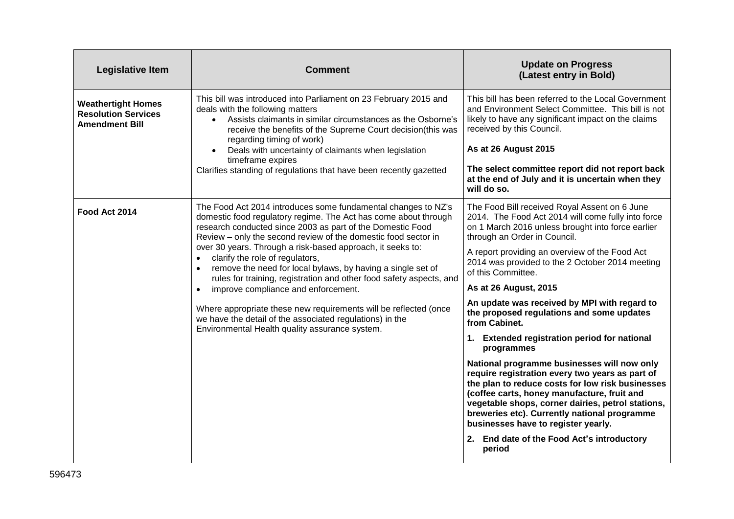| Legislative Item | Comment | Update on Progress (Latest entry in Bold) |
|---|---|---|
| **Weathertight Homes Resolution Services Amendment Bill** | This bill was introduced into Parliament on 23 February 2015 and deals with the following matters<br>• Assists claimants in similar circumstances as the Osborne's receive the benefits of the Supreme Court decision(this was regarding timing of work)<br>• Deals with uncertainty of claimants when legislation timeframe expires<br>Clarifies standing of regulations that have been recently gazetted | This bill has been referred to the Local Government and Environment Select Committee. This bill is not likely to have any significant impact on the claims received by this Council.<br>**As at 26 August 2015**<br>**The select committee report did not report back at the end of July and it is uncertain when they will do so.** |
| **Food Act 2014** | The Food Act 2014 introduces some fundamental changes to NZ's domestic food regulatory regime. The Act has come about through research conducted since 2003 as part of the Domestic Food Review – only the second review of the domestic food sector in over 30 years. Through a risk-based approach, it seeks to:<br>• clarify the role of regulators,<br>• remove the need for local bylaws, by having a single set of rules for training, registration and other food safety aspects, and<br>• improve compliance and enforcement.<br>Where appropriate these new requirements will be reflected (once we have the detail of the associated regulations) in the Environmental Health quality assurance system. | The Food Bill received Royal Assent on 6 June 2014. The Food Act 2014 will come fully into force on 1 March 2016 unless brought into force earlier through an Order in Council.<br>A report providing an overview of the Food Act 2014 was provided to the 2 October 2014 meeting of this Committee.<br>**As at 26 August, 2015**<br>**An update was received by MPI with regard to the proposed regulations and some updates from Cabinet.**<br>**1. Extended registration period for national programmes**<br>**National programme businesses will now only require registration every two years as part of the plan to reduce costs for low risk businesses (coffee carts, honey manufacture, fruit and vegetable shops, corner dairies, petrol stations, breweries etc). Currently national programme businesses have to register yearly.**<br>**2. End date of the Food Act's introductory period** |

596473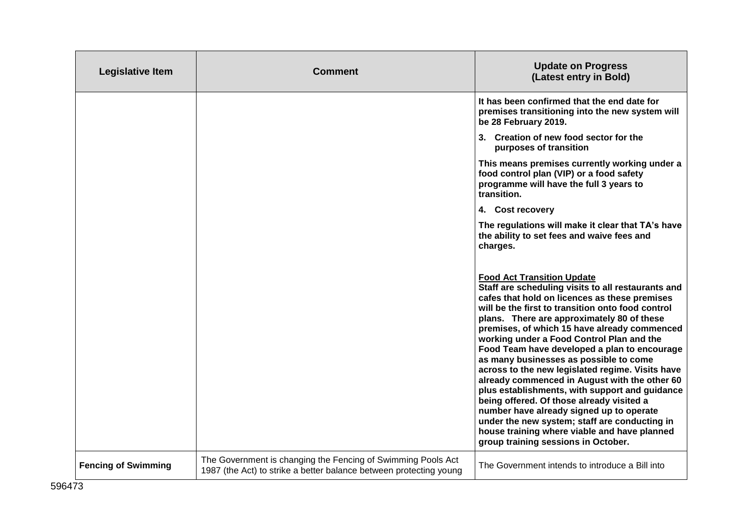| Legislative Item | Comment | Update on Progress (Latest entry in Bold) |
|---|---|---|
| | | **It has been confirmed that the end date for premises transitioning into the new system will be 28 February 2019.**<br><br>**3. Creation of new food sector for the purposes of transition**<br><br>**This means premises currently working under a food control plan (VIP) or a food safety programme will have the full 3 years to transition.**<br><br>**4. Cost recovery**<br><br>**The regulations will make it clear that TA's have the ability to set fees and waive fees and charges.**<br><br>**<u>Food Act Transition Update</u>**<br>**Staff are scheduling visits to all restaurants and cafes that hold on licences as these premises will be the first to transition onto food control plans. There are approximately 80 of these premises, of which 15 have already commenced working under a Food Control Plan and the Food Team have developed a plan to encourage as many businesses as possible to come across to the new legislated regime. Visits have already commenced in August with the other 60 plus establishments, with support and guidance being offered. Of those already visited a number have already signed up to operate under the new system; staff are conducting in house training where viable and have planned group training sessions in October.** |
| **Fencing of Swimming** | The Government is changing the Fencing of Swimming Pools Act 1987 (the Act) to strike a better balance between protecting young | The Government intends to introduce a Bill into |

596473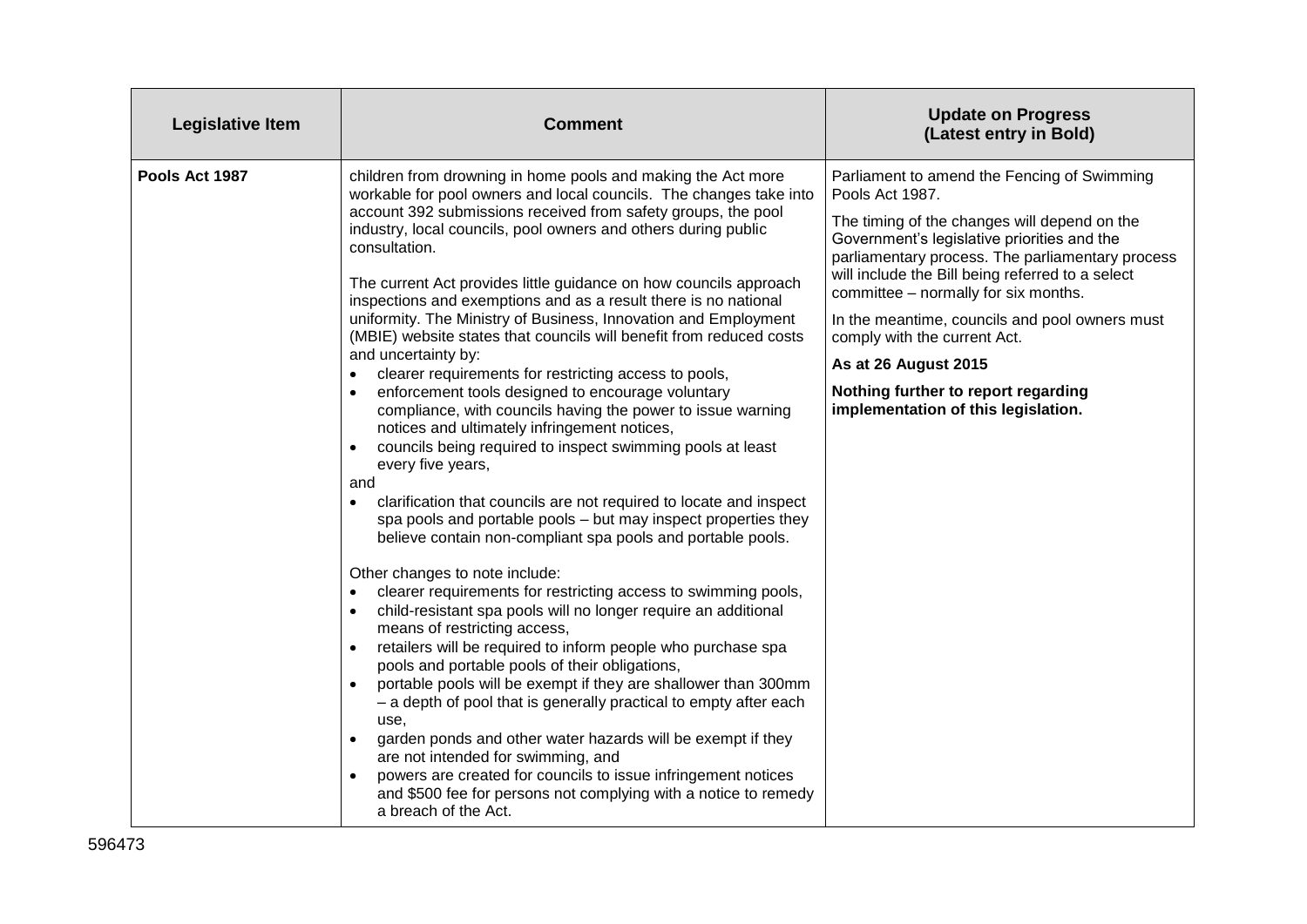| Legislative Item | Comment | Update on Progress (Latest entry in Bold) |
|---|---|---|
| **Pools Act 1987** | children from drowning in home pools and making the Act more workable for pool owners and local councils. The changes take into account 392 submissions received from safety groups, the pool industry, local councils, pool owners and others during public consultation.<br><br>The current Act provides little guidance on how councils approach inspections and exemptions and as a result there is no national uniformity. The Ministry of Business, Innovation and Employment (MBIE) website states that councils will benefit from reduced costs and uncertainty by:<br>• clearer requirements for restricting access to pools,<br>• enforcement tools designed to encourage voluntary compliance, with councils having the power to issue warning notices and ultimately infringement notices,<br>• councils being required to inspect swimming pools at least every five years,<br>and<br>• clarification that councils are not required to locate and inspect spa pools and portable pools – but may inspect properties they believe contain non-compliant spa pools and portable pools.<br><br>Other changes to note include:<br>• clearer requirements for restricting access to swimming pools,<br>• child-resistant spa pools will no longer require an additional means of restricting access,<br>• retailers will be required to inform people who purchase spa pools and portable pools of their obligations,<br>• portable pools will be exempt if they are shallower than 300mm – a depth of pool that is generally practical to empty after each use,<br>• garden ponds and other water hazards will be exempt if they are not intended for swimming, and<br>• powers are created for councils to issue infringement notices and $500 fee for persons not complying with a notice to remedy a breach of the Act. | Parliament to amend the Fencing of Swimming Pools Act 1987.<br><br>The timing of the changes will depend on the Government's legislative priorities and the parliamentary process. The parliamentary process will include the Bill being referred to a select committee – normally for six months.<br><br>In the meantime, councils and pool owners must comply with the current Act.<br><br>**As at 26 August 2015**<br><br>**Nothing further to report regarding implementation of this legislation.** |

596473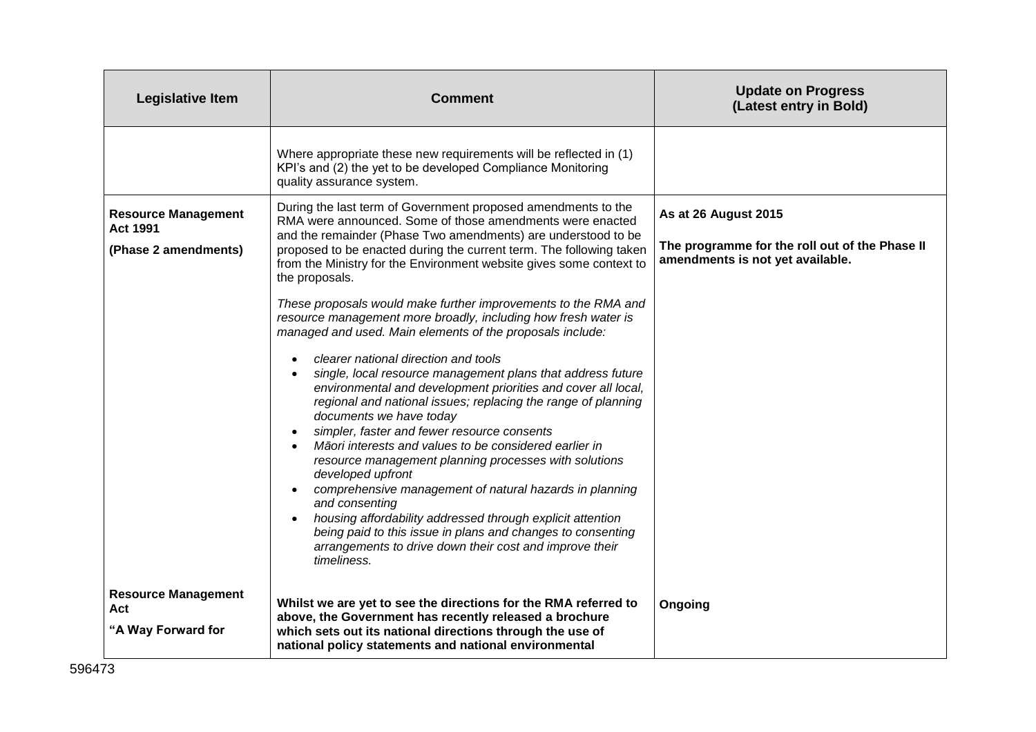| Legislative Item | Comment | Update on Progress (Latest entry in Bold) |
|---|---|---|
| | Where appropriate these new requirements will be reflected in (1) KPI's and (2) the yet to be developed Compliance Monitoring quality assurance system. | |
| **Resource Management Act 1991** <br> **(Phase 2 amendments)** | During the last term of Government proposed amendments to the RMA were announced. Some of those amendments were enacted and the remainder (Phase Two amendments) are understood to be proposed to be enacted during the current term. The following taken from the Ministry for the Environment website gives some context to the proposals. <br><br> *These proposals would make further improvements to the RMA and resource management more broadly, including how fresh water is managed and used. Main elements of the proposals include:* <br><br> • *clearer national direction and tools* <br> • *single, local resource management plans that address future environmental and development priorities and cover all local, regional and national issues; replacing the range of planning documents we have today* <br> • *simpler, faster and fewer resource consents* <br> • *Māori interests and values to be considered earlier in resource management planning processes with solutions developed upfront* <br> • *comprehensive management of natural hazards in planning and consenting* <br> • *housing affordability addressed through explicit attention being paid to this issue in plans and changes to consenting arrangements to drive down their cost and improve their timeliness.* | **As at 26 August 2015** <br><br> **The programme for the roll out of the Phase II amendments is not yet available.** |
| **Resource Management Act** <br> **"A Way Forward for** | **Whilst we are yet to see the directions for the RMA referred to above, the Government has recently released a brochure which sets out its national directions through the use of national policy statements and national environmental** | **Ongoing** |

596473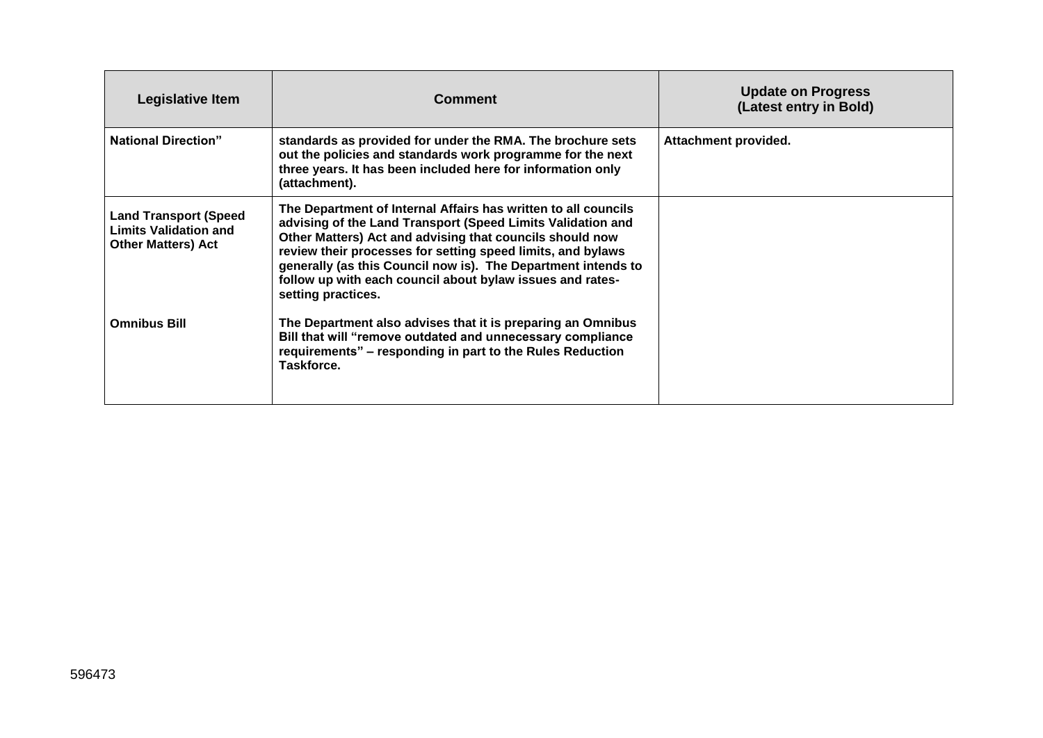| Legislative Item | Comment | Update on Progress (Latest entry in Bold) |
| --- | --- | --- |
| **National Direction”** | **standards as provided for under the RMA. The brochure sets out the policies and standards work programme for the next three years. It has been included here for information only (attachment).** | **Attachment provided.** |
| **Land Transport (Speed Limits Validation and Other Matters) Act**<br><br>**Omnibus Bill** | **The Department of Internal Affairs has written to all councils advising of the Land Transport (Speed Limits Validation and Other Matters) Act and advising that councils should now review their processes for setting speed limits, and bylaws generally (as this Council now is). The Department intends to follow up with each council about bylaw issues and rates-setting practices.**<br><br>**The Department also advises that it is preparing an Omnibus Bill that will “remove outdated and unnecessary compliance requirements” – responding in part to the Rules Reduction Taskforce.** | |

596473